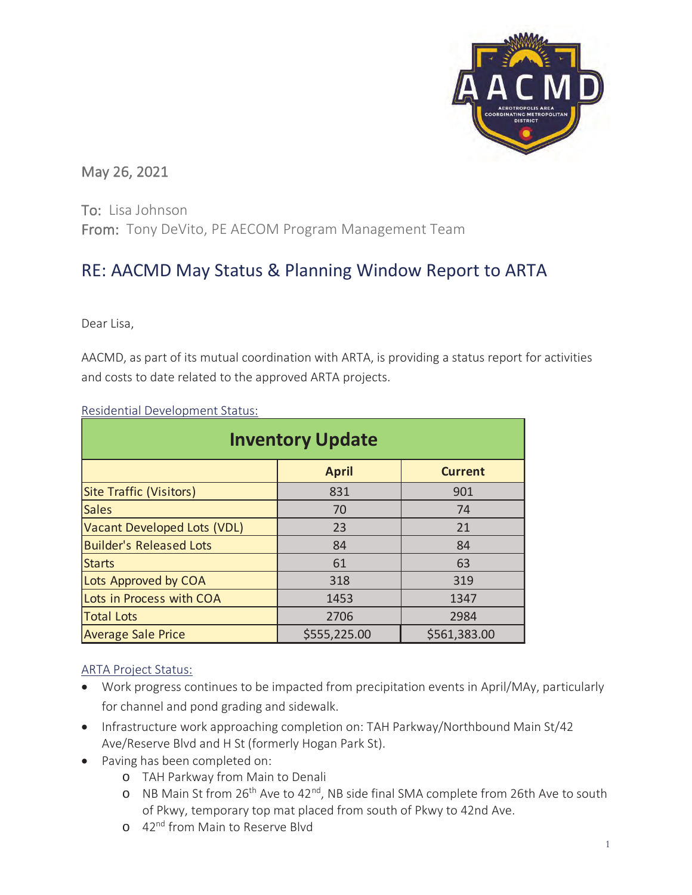May 26, 2021

To: Lisa Johnson
From: Tony DeVito, PE AECOM Program Management Team

## RE: AACMD May Status & Planning Window Report to ARTA

Dear Lisa,

AACMD, as part of its mutual coordination with ARTA, is providing a status report for activities and costs to date related to the approved ARTA projects.

Residential Development Status:

| Inventory Update | | |
|---|---|---|
| | April | Current |
| Site Traffic (Visitors) | 831 | 901 |
| Sales | 70 | 74 |
| Vacant Developed Lots (VDL) | 23 | 21 |
| Builder's Released Lots | 84 | 84 |
| Starts | 61 | 63 |
| Lots Approved by COA | 318 | 319 |
| Lots in Process with COA | 1453 | 1347 |
| Total Lots | 2706 | 2984 |
| Average Sale Price | $555,225.00 | $561,383.00 |

ARTA Project Status:

- Work progress continues to be impacted from precipitation events in April/MAy, particularly for channel and pond grading and sidewalk.
- Infrastructure work approaching completion on: TAH Parkway/Northbound Main St/42 Ave/Reserve Blvd and H St (formerly Hogan Park St).
- Paving has been completed on:
  - TAH Parkway from Main to Denali
  - NB Main St from 26th Ave to 42nd, NB side final SMA complete from 26th Ave to south of Pkwy, temporary top mat placed from south of Pkwy to 42nd Ave.
  - 42nd from Main to Reserve Blvd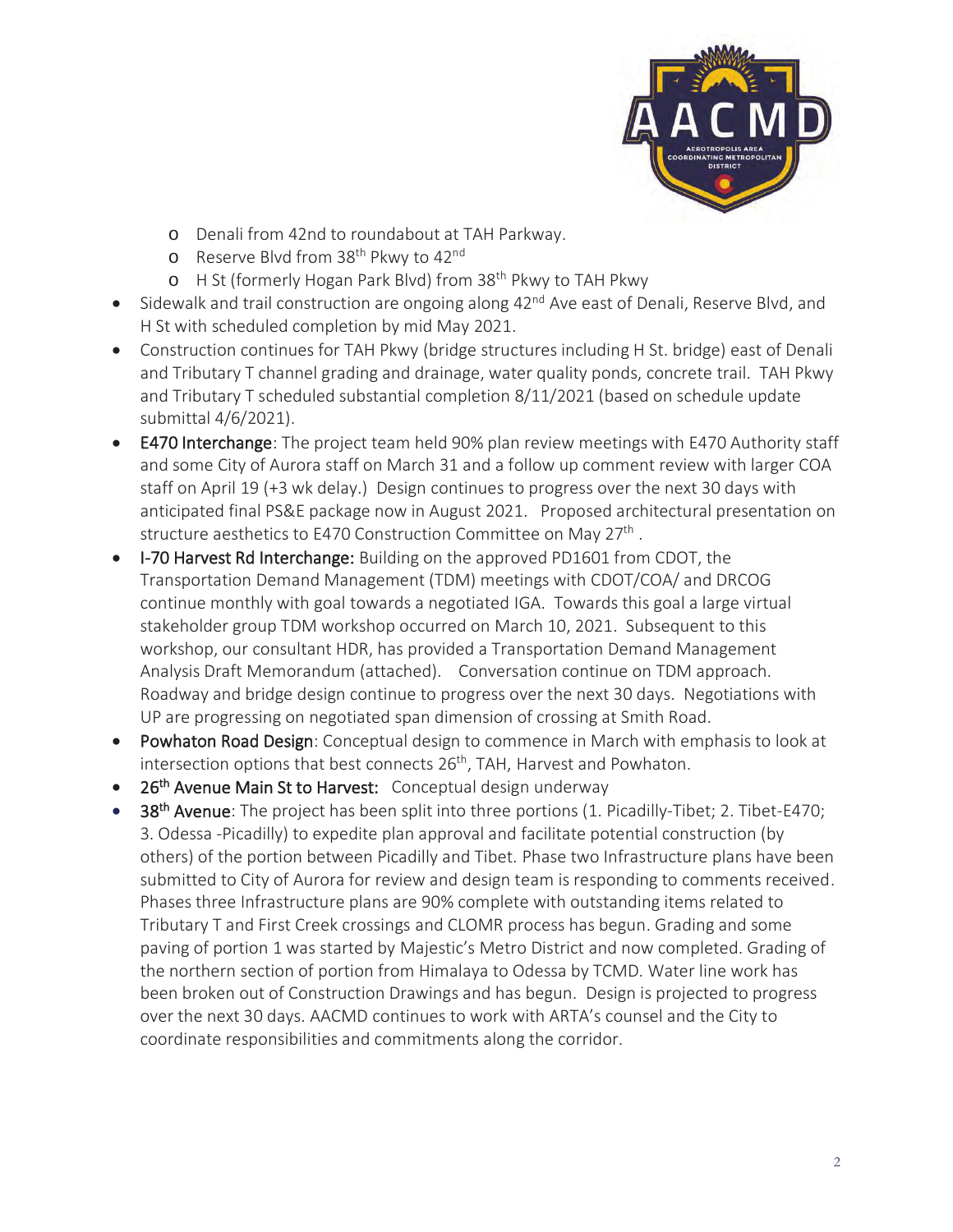- Denali from 42nd to roundabout at TAH Parkway.
  - Reserve Blvd from 38th Pkwy to 42nd
  - H St (formerly Hogan Park Blvd) from 38th Pkwy to TAH Pkwy
- Sidewalk and trail construction are ongoing along 42nd Ave east of Denali, Reserve Blvd, and H St with scheduled completion by mid May 2021.
- Construction continues for TAH Pkwy (bridge structures including H St. bridge) east of Denali and Tributary T channel grading and drainage, water quality ponds, concrete trail. TAH Pkwy and Tributary T scheduled substantial completion 8/11/2021 (based on schedule update submittal 4/6/2021).
- **E470 Interchange**: The project team held 90% plan review meetings with E470 Authority staff and some City of Aurora staff on March 31 and a follow up comment review with larger COA staff on April 19 (+3 wk delay.) Design continues to progress over the next 30 days with anticipated final PS&E package now in August 2021. Proposed architectural presentation on structure aesthetics to E470 Construction Committee on May 27th .
- **I-70 Harvest Rd Interchange:** Building on the approved PD1601 from CDOT, the Transportation Demand Management (TDM) meetings with CDOT/COA/ and DRCOG continue monthly with goal towards a negotiated IGA. Towards this goal a large virtual stakeholder group TDM workshop occurred on March 10, 2021. Subsequent to this workshop, our consultant HDR, has provided a Transportation Demand Management Analysis Draft Memorandum (attached). Conversation continue on TDM approach. Roadway and bridge design continue to progress over the next 30 days. Negotiations with UP are progressing on negotiated span dimension of crossing at Smith Road.
- **Powhaton Road Design**: Conceptual design to commence in March with emphasis to look at intersection options that best connects 26th, TAH, Harvest and Powhaton.
- **26th Avenue Main St to Harvest:** Conceptual design underway
- **38th Avenue**: The project has been split into three portions (1. Picadilly-Tibet; 2. Tibet-E470; 3. Odessa -Picadilly) to expedite plan approval and facilitate potential construction (by others) of the portion between Picadilly and Tibet. Phase two Infrastructure plans have been submitted to City of Aurora for review and design team is responding to comments received. Phases three Infrastructure plans are 90% complete with outstanding items related to Tributary T and First Creek crossings and CLOMR process has begun. Grading and some paving of portion 1 was started by Majestic's Metro District and now completed. Grading of the northern section of portion from Himalaya to Odessa by TCMD. Water line work has been broken out of Construction Drawings and has begun. Design is projected to progress over the next 30 days. AACMD continues to work with ARTA's counsel and the City to coordinate responsibilities and commitments along the corridor.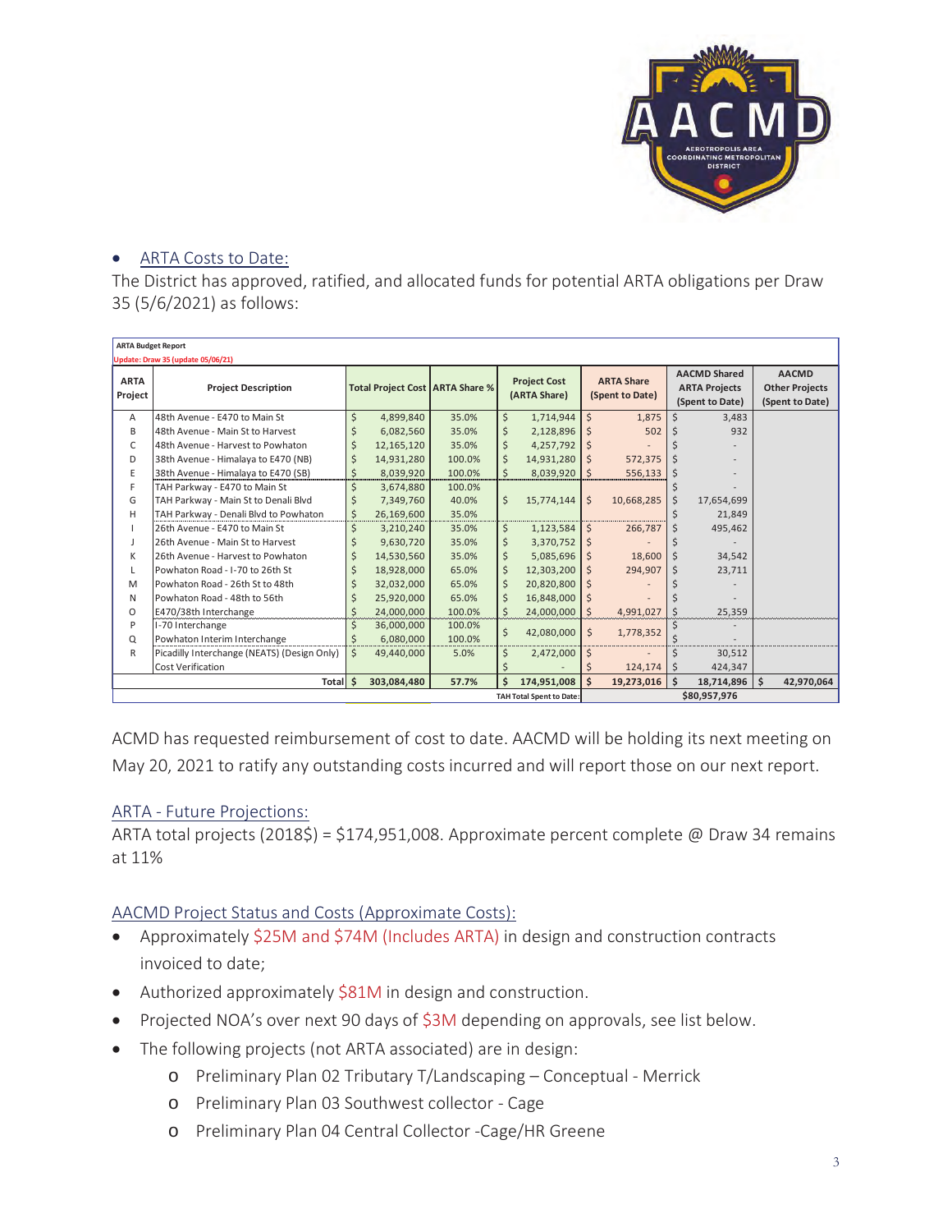- ARTA Costs to Date:

The District has approved, ratified, and allocated funds for potential ARTA obligations per Draw 35 (5/6/2021) as follows:

**ARTA Budget Report**
Update: Draw 35 (update 05/06/21)

| ARTA Project | Project Description | Total Project Cost | ARTA Share % | Project Cost (ARTA Share) | ARTA Share (Spent to Date) | AACMD Shared ARTA Projects (Spent to Date) | AACMD Other Projects (Spent to Date) |
|---|---|---|---|---|---|---|---|
| A | 48th Avenue - E470 to Main St | $ 4,899,840 | 35.0% | $ 1,714,944 | $ 1,875 | $ 3,483 | |
| B | 48th Avenue - Main St to Harvest | $ 6,082,560 | 35.0% | $ 2,128,896 | $ 502 | $ 932 | |
| C | 48th Avenue - Harvest to Powhaton | $ 12,165,120 | 35.0% | $ 4,257,792 | $ - | $ - | |
| D | 38th Avenue - Himalaya to E470 (NB) | $ 14,931,280 | 100.0% | $ 14,931,280 | $ 572,375 | $ - | |
| E | 38th Avenue - Himalaya to E470 (SB) | $ 8,039,920 | 100.0% | $ 8,039,920 | $ 556,133 | $ - | |
| F | TAH Parkway - E470 to Main St | $ 3,674,880 | 100.0% | | | $ - | |
| G | TAH Parkway - Main St to Denali Blvd | $ 7,349,760 | 40.0% | $ 15,774,144 | $ 10,668,285 | $ 17,654,699 | |
| H | TAH Parkway - Denali Blvd to Powhaton | $ 26,169,600 | 35.0% | | | $ 21,849 | |
| I | 26th Avenue - E470 to Main St | $ 3,210,240 | 35.0% | $ 1,123,584 | $ 266,787 | $ 495,462 | |
| J | 26th Avenue - Main St to Harvest | $ 9,630,720 | 35.0% | $ 3,370,752 | $ - | $ - | |
| K | 26th Avenue - Harvest to Powhaton | $ 14,530,560 | 35.0% | $ 5,085,696 | $ 18,600 | $ 34,542 | |
| L | Powhaton Road - I-70 to 26th St | $ 18,928,000 | 65.0% | $ 12,303,200 | $ 294,907 | $ 23,711 | |
| M | Powhaton Road - 26th St to 48th | $ 32,032,000 | 65.0% | $ 20,820,800 | $ - | $ - | |
| N | Powhaton Road - 48th to 56th | $ 25,920,000 | 65.0% | $ 16,848,000 | $ - | $ - | |
| O | E470/38th Interchange | $ 24,000,000 | 100.0% | $ 24,000,000 | $ 4,991,027 | $ 25,359 | |
| P | I-70 Interchange | $ 36,000,000 | 100.0% | $ 42,080,000 | $ 1,778,352 | $ - | |
| Q | Powhaton Interim Interchange | $ 6,080,000 | 100.0% | | | $ - | |
| R | Picadilly Interchange (NEATS) (Design Only) | $ 49,440,000 | 5.0% | $ 2,472,000 | $ - | $ 30,512 | |
| | Cost Verification | | | $ - | $ 124,174 | $ 424,347 | |
| | **Total** | **$ 303,084,480** | **57.7%** | **$ 174,951,008** | **$ 19,273,016** | **$ 18,714,896** | **$ 42,970,064** |
| | | | | TAH Total Spent to Date: | | **$80,957,976** | |

ACMD has requested reimbursement of cost to date. AACMD will be holding its next meeting on May 20, 2021 to ratify any outstanding costs incurred and will report those on our next report.

ARTA - Future Projections:

ARTA total projects (2018$) = $174,951,008. Approximate percent complete @ Draw 34 remains at 11%

AACMD Project Status and Costs (Approximate Costs):

- Approximately $25M and $74M (Includes ARTA) in design and construction contracts invoiced to date;
- Authorized approximately $81M in design and construction.
- Projected NOA's over next 90 days of $3M depending on approvals, see list below.
- The following projects (not ARTA associated) are in design:
  - Preliminary Plan 02 Tributary T/Landscaping – Conceptual - Merrick
  - Preliminary Plan 03 Southwest collector - Cage
  - Preliminary Plan 04 Central Collector -Cage/HR Greene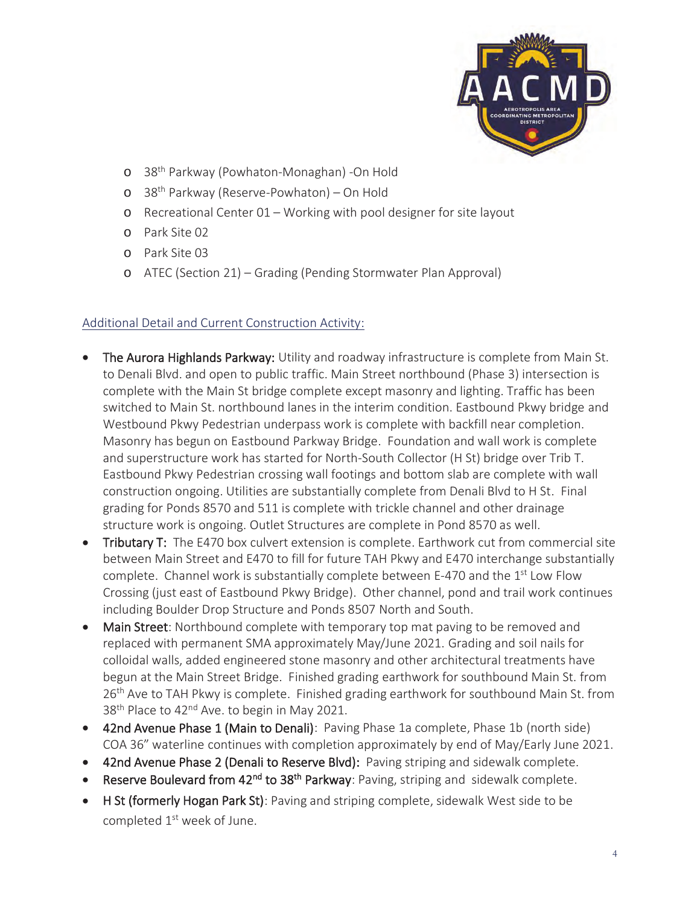- 38th Parkway (Powhaton-Monaghan) -On Hold
- 38th Parkway (Reserve-Powhaton) – On Hold
- Recreational Center 01 – Working with pool designer for site layout
- Park Site 02
- Park Site 03
- ATEC (Section 21) – Grading (Pending Stormwater Plan Approval)

Additional Detail and Current Construction Activity:

- The Aurora Highlands Parkway: Utility and roadway infrastructure is complete from Main St. to Denali Blvd. and open to public traffic. Main Street northbound (Phase 3) intersection is complete with the Main St bridge complete except masonry and lighting. Traffic has been switched to Main St. northbound lanes in the interim condition. Eastbound Pkwy bridge and Westbound Pkwy Pedestrian underpass work is complete with backfill near completion. Masonry has begun on Eastbound Parkway Bridge. Foundation and wall work is complete and superstructure work has started for North-South Collector (H St) bridge over Trib T. Eastbound Pkwy Pedestrian crossing wall footings and bottom slab are complete with wall construction ongoing. Utilities are substantially complete from Denali Blvd to H St. Final grading for Ponds 8570 and 511 is complete with trickle channel and other drainage structure work is ongoing. Outlet Structures are complete in Pond 8570 as well.
- Tributary T: The E470 box culvert extension is complete. Earthwork cut from commercial site between Main Street and E470 to fill for future TAH Pkwy and E470 interchange substantially complete. Channel work is substantially complete between E-470 and the 1st Low Flow Crossing (just east of Eastbound Pkwy Bridge). Other channel, pond and trail work continues including Boulder Drop Structure and Ponds 8507 North and South.
- Main Street: Northbound complete with temporary top mat paving to be removed and replaced with permanent SMA approximately May/June 2021. Grading and soil nails for colloidal walls, added engineered stone masonry and other architectural treatments have begun at the Main Street Bridge. Finished grading earthwork for southbound Main St. from 26th Ave to TAH Pkwy is complete. Finished grading earthwork for southbound Main St. from 38th Place to 42nd Ave. to begin in May 2021.
- 42nd Avenue Phase 1 (Main to Denali): Paving Phase 1a complete, Phase 1b (north side) COA 36" waterline continues with completion approximately by end of May/Early June 2021.
- 42nd Avenue Phase 2 (Denali to Reserve Blvd): Paving striping and sidewalk complete.
- Reserve Boulevard from 42nd to 38th Parkway: Paving, striping and sidewalk complete.
- H St (formerly Hogan Park St): Paving and striping complete, sidewalk West side to be completed 1st week of June.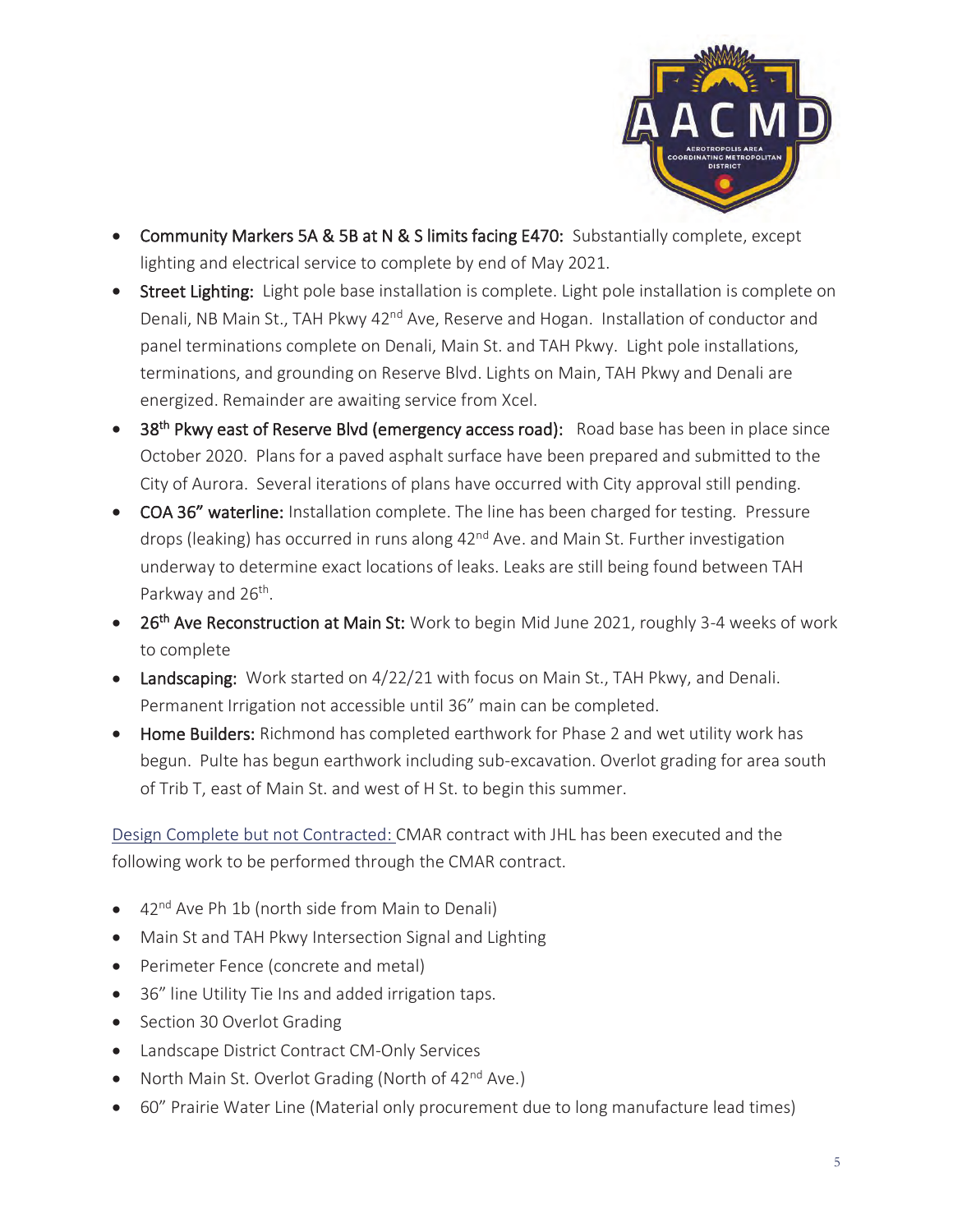- Community Markers 5A & 5B at N & S limits facing E470: Substantially complete, except lighting and electrical service to complete by end of May 2021.
- Street Lighting: Light pole base installation is complete. Light pole installation is complete on Denali, NB Main St., TAH Pkwy 42nd Ave, Reserve and Hogan. Installation of conductor and panel terminations complete on Denali, Main St. and TAH Pkwy. Light pole installations, terminations, and grounding on Reserve Blvd. Lights on Main, TAH Pkwy and Denali are energized. Remainder are awaiting service from Xcel.
- 38th Pkwy east of Reserve Blvd (emergency access road): Road base has been in place since October 2020. Plans for a paved asphalt surface have been prepared and submitted to the City of Aurora. Several iterations of plans have occurred with City approval still pending.
- COA 36" waterline: Installation complete. The line has been charged for testing. Pressure drops (leaking) has occurred in runs along 42nd Ave. and Main St. Further investigation underway to determine exact locations of leaks. Leaks are still being found between TAH Parkway and 26th.
- 26th Ave Reconstruction at Main St: Work to begin Mid June 2021, roughly 3-4 weeks of work to complete
- Landscaping: Work started on 4/22/21 with focus on Main St., TAH Pkwy, and Denali. Permanent Irrigation not accessible until 36" main can be completed.
- Home Builders: Richmond has completed earthwork for Phase 2 and wet utility work has begun. Pulte has begun earthwork including sub-excavation. Overlot grading for area south of Trib T, east of Main St. and west of H St. to begin this summer.

Design Complete but not Contracted: CMAR contract with JHL has been executed and the following work to be performed through the CMAR contract.

- 42nd Ave Ph 1b (north side from Main to Denali)
- Main St and TAH Pkwy Intersection Signal and Lighting
- Perimeter Fence (concrete and metal)
- 36" line Utility Tie Ins and added irrigation taps.
- Section 30 Overlot Grading
- Landscape District Contract CM-Only Services
- North Main St. Overlot Grading (North of 42nd Ave.)
- 60" Prairie Water Line (Material only procurement due to long manufacture lead times)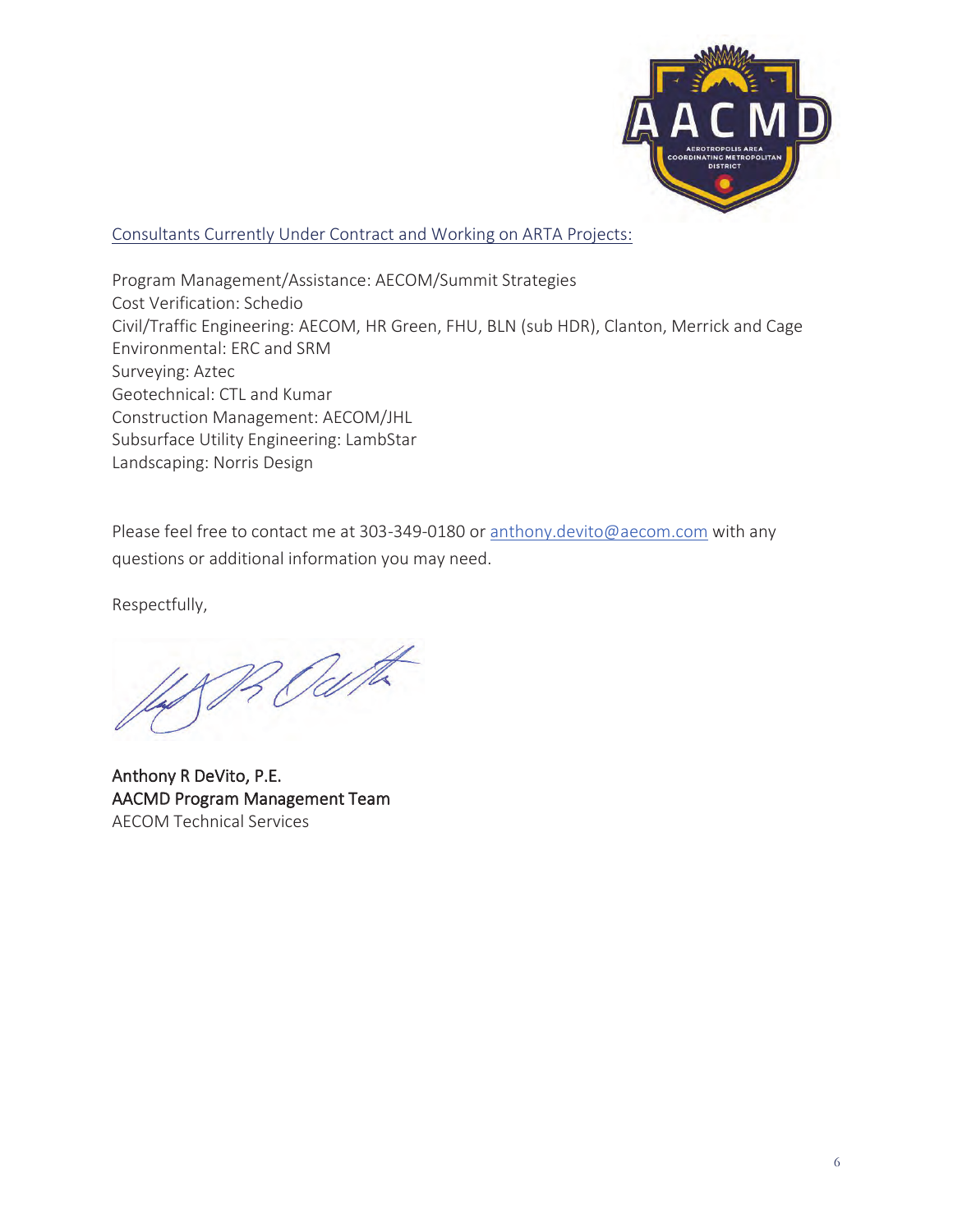Consultants Currently Under Contract and Working on ARTA Projects:

Program Management/Assistance: AECOM/Summit Strategies
Cost Verification: Schedio
Civil/Traffic Engineering: AECOM, HR Green, FHU, BLN (sub HDR), Clanton, Merrick and Cage
Environmental: ERC and SRM
Surveying: Aztec
Geotechnical: CTL and Kumar
Construction Management: AECOM/JHL
Subsurface Utility Engineering: LambStar
Landscaping: Norris Design

Please feel free to contact me at 303-349-0180 or anthony.devito@aecom.com with any questions or additional information you may need.

Respectfully,

**Anthony R DeVito, P.E.**
**AACMD Program Management Team**
AECOM Technical Services